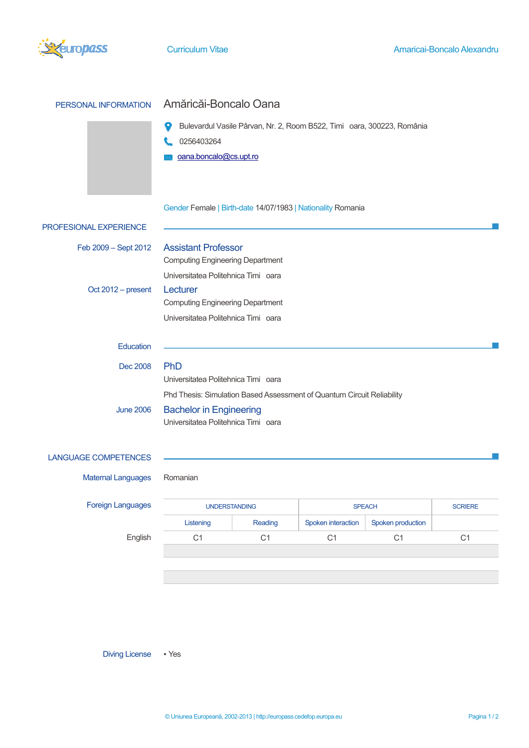# PERSONAL INFORMATION

## Amăricăi-Boncalo Oana

Bulevardul Vasile Pârvan, Nr. 2, Room B522, Timi oara, 300223, România

0256403264

oana.boncalo@cs.upt.ro

Gender Female | Birth-date 14/07/1983 | Nationality Romania

# PROFESIONAL EXPERIENCE

**Feb 2009 – Sept 2012**

### Assistant Professor

Computing Engineering Department

Universitatea Politehnica Timi oara

**Oct 2012 – present**

### Lecturer

Computing Engineering Department

Universitatea Politehnica Timi oara

# Education

**Dec 2008**

### PhD

Universitatea Politehnica Timi oara

Phd Thesis: Simulation Based Assessment of Quantum Circuit Reliability

**June 2006**

### Bachelor in Engineering

Universitatea Politehnica Timi oara

# LANGUAGE COMPETENCES

**Maternal Languages:** Romanian

**Foreign Languages**

| | UNDERSTANDING | | SPEACH | | SCRIERE |
|---|---|---|---|---|---|
| | Listening | Reading | Spoken interaction | Spoken production | |
| English | C1 | C1 | C1 | C1 | C1 |

**Diving License**

- Yes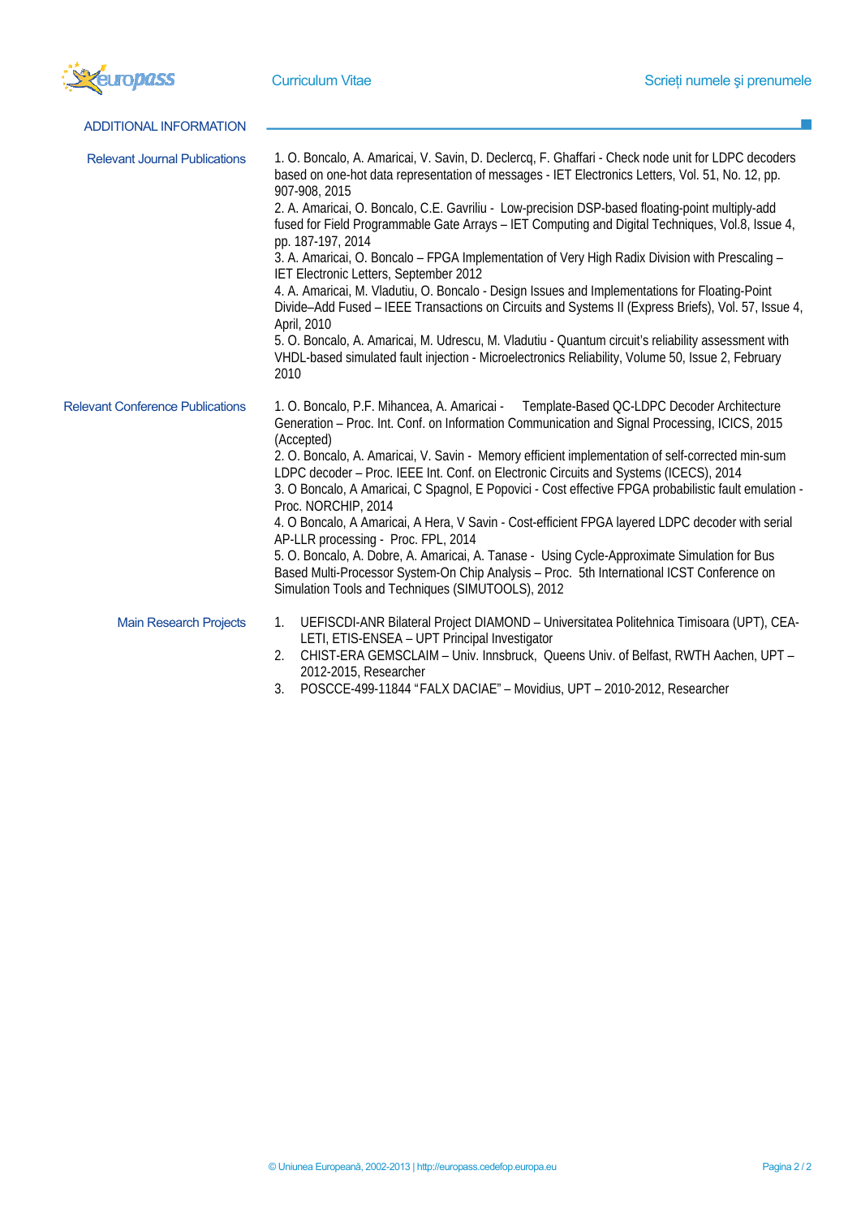## ADDITIONAL INFORMATION

### Relevant Journal Publications

1. O. Boncalo, A. Amaricai, V. Savin, D. Declercq, F. Ghaffari - Check node unit for LDPC decoders based on one-hot data representation of messages - IET Electronics Letters, Vol. 51, No. 12, pp. 907-908, 2015
2. A. Amaricai, O. Boncalo, C.E. Gavriliu - Low-precision DSP-based floating-point multiply-add fused for Field Programmable Gate Arrays – IET Computing and Digital Techniques, Vol.8, Issue 4, pp. 187-197, 2014
3. A. Amaricai, O. Boncalo – FPGA Implementation of Very High Radix Division with Prescaling – IET Electronic Letters, September 2012
4. A. Amaricai, M. Vladutiu, O. Boncalo - Design Issues and Implementations for Floating-Point Divide–Add Fused – IEEE Transactions on Circuits and Systems II (Express Briefs), Vol. 57, Issue 4, April, 2010
5. O. Boncalo, A. Amaricai, M. Udrescu, M. Vladutiu - Quantum circuit's reliability assessment with VHDL-based simulated fault injection - Microelectronics Reliability, Volume 50, Issue 2, February 2010

### Relevant Conference Publications

1. O. Boncalo, P.F. Mihancea, A. Amaricai - Template-Based QC-LDPC Decoder Architecture Generation – Proc. Int. Conf. on Information Communication and Signal Processing, ICICS, 2015 (Accepted)
2. O. Boncalo, A. Amaricai, V. Savin - Memory efficient implementation of self-corrected min-sum LDPC decoder – Proc. IEEE Int. Conf. on Electronic Circuits and Systems (ICECS), 2014
3. O Boncalo, A Amaricai, C Spagnol, E Popovici - Cost effective FPGA probabilistic fault emulation - Proc. NORCHIP, 2014
4. O Boncalo, A Amaricai, A Hera, V Savin - Cost-efficient FPGA layered LDPC decoder with serial AP-LLR processing - Proc. FPL, 2014
5. O. Boncalo, A. Dobre, A. Amaricai, A. Tanase - Using Cycle-Approximate Simulation for Bus Based Multi-Processor System-On Chip Analysis – Proc. 5th International ICST Conference on Simulation Tools and Techniques (SIMUTOOLS), 2012

### Main Research Projects

1. UEFISCDI-ANR Bilateral Project DIAMOND – Universitatea Politehnica Timisoara (UPT), CEA-LETI, ETIS-ENSEA – UPT Principal Investigator
2. CHIST-ERA GEMSCLAIM – Univ. Innsbruck, Queens Univ. of Belfast, RWTH Aachen, UPT – 2012-2015, Researcher
3. POSCCE-499-11844 "FALX DACIAE" – Movidius, UPT – 2010-2012, Researcher